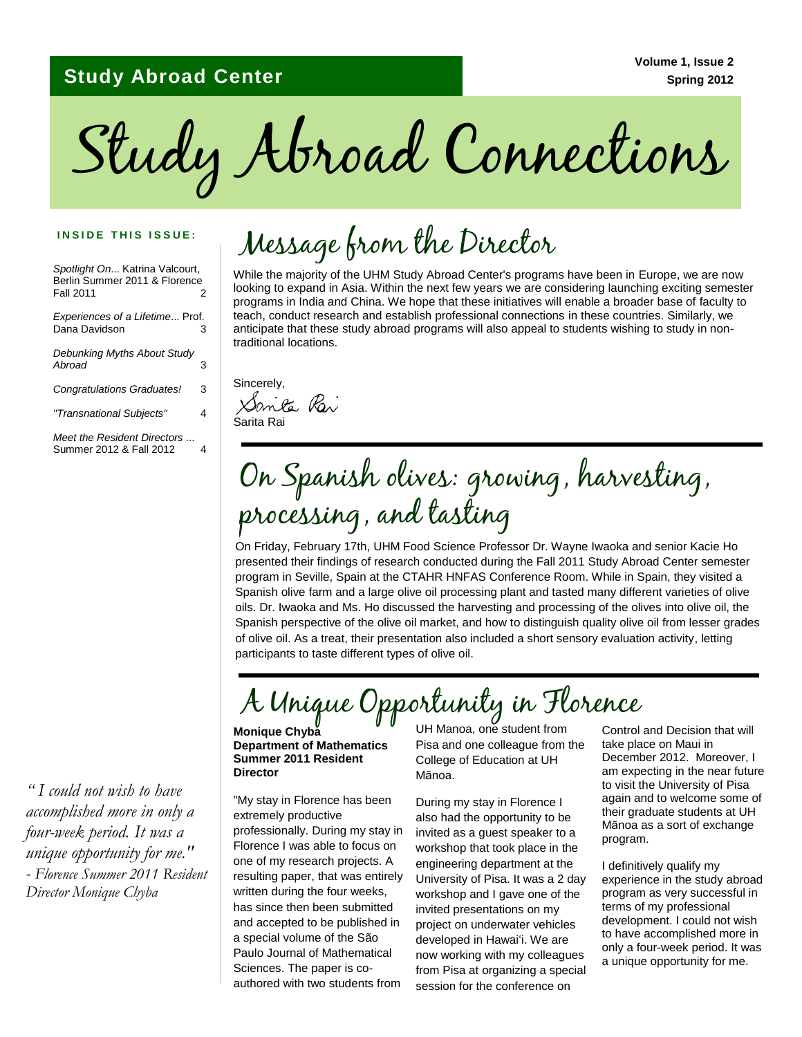**Study Abroad Center**

Volume 1, Issue 2
Spring 2012

# Study Abroad Connections

**INSIDE THIS ISSUE:**

| | |
|---|---|
| *Spotlight On...* Katrina Valcourt, Berlin Summer 2011 & Florence Fall 2011 | 2 |
| *Experiences of a Lifetime...* Prof. Dana Davidson | 3 |
| *Debunking Myths About Study Abroad* | 3 |
| *Congratulations Graduates!* | 3 |
| *"Transnational Subjects"* | 4 |
| *Meet the Resident Directors ...* Summer 2012 & Fall 2012 | 4 |

## Message from the Director

While the majority of the UHM Study Abroad Center's programs have been in Europe, we are now looking to expand in Asia. Within the next few years we are considering launching exciting semester programs in India and China. We hope that these initiatives will enable a broader base of faculty to teach, conduct research and establish professional connections in these countries. Similarly, we anticipate that these study abroad programs will also appeal to students wishing to study in non-traditional locations.

Sincerely,

Sarita Rai

## On Spanish olives: growing, harvesting, processing, and tasting

On Friday, February 17th, UHM Food Science Professor Dr. Wayne Iwaoka and senior Kacie Ho presented their findings of research conducted during the Fall 2011 Study Abroad Center semester program in Seville, Spain at the CTAHR HNFAS Conference Room. While in Spain, they visited a Spanish olive farm and a large olive oil processing plant and tasted many different varieties of olive oils. Dr. Iwaoka and Ms. Ho discussed the harvesting and processing of the olives into olive oil, the Spanish perspective of the olive oil market, and how to distinguish quality olive oil from lesser grades of olive oil. As a treat, their presentation also included a short sensory evaluation activity, letting participants to taste different types of olive oil.

## A Unique Opportunity in Florence

**Monique Chyba**
**Department of Mathematics**
**Summer 2011 Resident Director**

"My stay in Florence has been extremely productive professionally. During my stay in Florence I was able to focus on one of my research projects. A resulting paper, that was entirely written during the four weeks, has since then been submitted and accepted to be published in a special volume of the São Paulo Journal of Mathematical Sciences. The paper is co-authored with two students from UH Manoa, one student from Pisa and one colleague from the College of Education at UH Mānoa.

During my stay in Florence I also had the opportunity to be invited as a guest speaker to a workshop that took place in the engineering department at the University of Pisa. It was a 2 day workshop and I gave one of the invited presentations on my project on underwater vehicles developed in Hawai'i. We are now working with my colleagues from Pisa at organizing a special session for the conference on Control and Decision that will take place on Maui in December 2012. Moreover, I am expecting in the near future to visit the University of Pisa again and to welcome some of their graduate students at UH Mānoa as a sort of exchange program.

I definitively qualify my experience in the study abroad program as very successful in terms of my professional development. I could not wish to have accomplished more in only a four-week period. It was a unique opportunity for me.

*"I could not wish to have accomplished more in only a four-week period. It was a unique opportunity for me." - Florence Summer 2011 Resident Director Monique Chyba*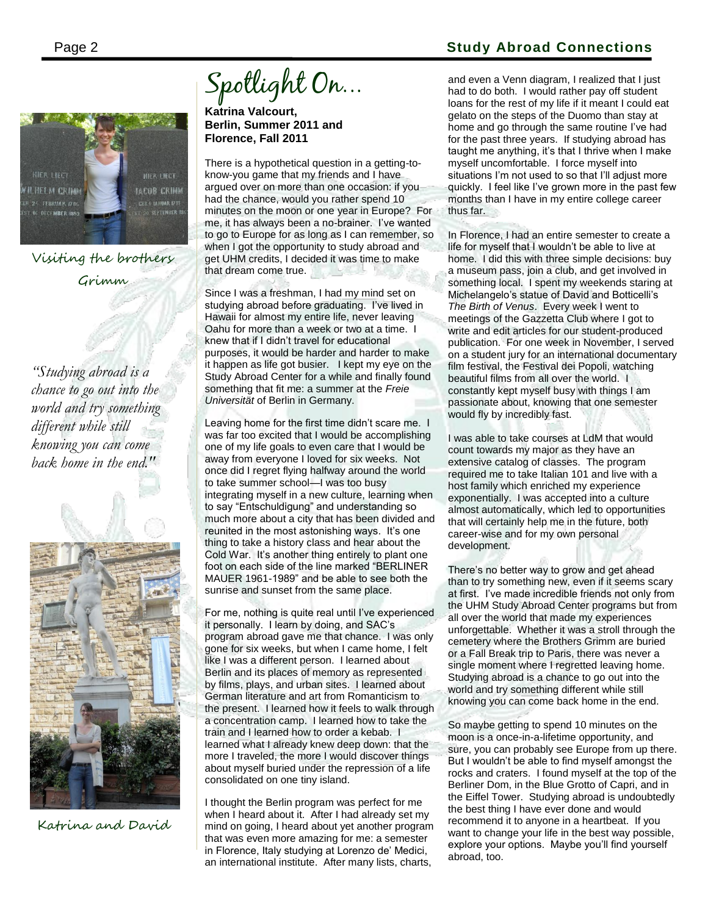# Spotlight On…

**Katrina Valcourt, Berlin, Summer 2011 and Florence, Fall 2011**

Visiting the brothers Grimm

*"Studying abroad is a chance to go out into the world and try something different while still knowing you can come back home in the end."*

Katrina and David

There is a hypothetical question in a getting-to-know-you game that my friends and I have argued over on more than one occasion: if you had the chance, would you rather spend 10 minutes on the moon or one year in Europe? For me, it has always been a no-brainer. I've wanted to go to Europe for as long as I can remember, so when I got the opportunity to study abroad and get UHM credits, I decided it was time to make that dream come true.

Since I was a freshman, I had my mind set on studying abroad before graduating. I've lived in Hawaii for almost my entire life, never leaving Oahu for more than a week or two at a time. I knew that if I didn't travel for educational purposes, it would be harder and harder to make it happen as life got busier. I kept my eye on the Study Abroad Center for a while and finally found something that fit me: a summer at the *Freie Universität* of Berlin in Germany.

Leaving home for the first time didn't scare me. I was far too excited that I would be accomplishing one of my life goals to even care that I would be away from everyone I loved for six weeks. Not once did I regret flying halfway around the world to take summer school—I was too busy integrating myself in a new culture, learning when to say "Entschuldigung" and understanding so much more about a city that has been divided and reunited in the most astonishing ways. It's one thing to take a history class and hear about the Cold War. It's another thing entirely to plant one foot on each side of the line marked "BERLINER MAUER 1961-1989" and be able to see both the sunrise and sunset from the same place.

For me, nothing is quite real until I've experienced it personally. I learn by doing, and SAC's program abroad gave me that chance. I was only gone for six weeks, but when I came home, I felt like I was a different person. I learned about Berlin and its places of memory as represented by films, plays, and urban sites. I learned about German literature and art from Romanticism to the present. I learned how it feels to walk through a concentration camp. I learned how to take the train and I learned how to order a kebab. I learned what I already knew deep down: that the more I traveled, the more I would discover things about myself buried under the repression of a life consolidated on one tiny island.

I thought the Berlin program was perfect for me when I heard about it. After I had already set my mind on going, I heard about yet another program that was even more amazing for me: a semester in Florence, Italy studying at Lorenzo de' Medici, an international institute. After many lists, charts, and even a Venn diagram, I realized that I just had to do both. I would rather pay off student loans for the rest of my life if it meant I could eat gelato on the steps of the Duomo than stay at home and go through the same routine I've had for the past three years. If studying abroad has taught me anything, it's that I thrive when I make myself uncomfortable. I force myself into situations I'm not used to so that I'll adjust more quickly. I feel like I've grown more in the past few months than I have in my entire college career thus far.

In Florence, I had an entire semester to create a life for myself that I wouldn't be able to live at home. I did this with three simple decisions: buy a museum pass, join a club, and get involved in something local. I spent my weekends staring at Michelangelo's statue of David and Botticelli's *The Birth of Venus*. Every week I went to meetings of the Gazzetta Club where I got to write and edit articles for our student-produced publication. For one week in November, I served on a student jury for an international documentary film festival, the Festival dei Popoli, watching beautiful films from all over the world. I constantly kept myself busy with things I am passionate about, knowing that one semester would fly by incredibly fast.

I was able to take courses at LdM that would count towards my major as they have an extensive catalog of classes. The program required me to take Italian 101 and live with a host family which enriched my experience exponentially. I was accepted into a culture almost automatically, which led to opportunities that will certainly help me in the future, both career-wise and for my own personal development.

There's no better way to grow and get ahead than to try something new, even if it seems scary at first. I've made incredible friends not only from the UHM Study Abroad Center programs but from all over the world that made my experiences unforgettable. Whether it was a stroll through the cemetery where the Brothers Grimm are buried or a Fall Break trip to Paris, there was never a single moment where I regretted leaving home. Studying abroad is a chance to go out into the world and try something different while still knowing you can come back home in the end.

So maybe getting to spend 10 minutes on the moon is a once-in-a-lifetime opportunity, and sure, you can probably see Europe from up there. But I wouldn't be able to find myself amongst the rocks and craters. I found myself at the top of the Berliner Dom, in the Blue Grotto of Capri, and in the Eiffel Tower. Studying abroad is undoubtedly the best thing I have ever done and would recommend it to anyone in a heartbeat. If you want to change your life in the best way possible, explore your options. Maybe you'll find yourself abroad, too.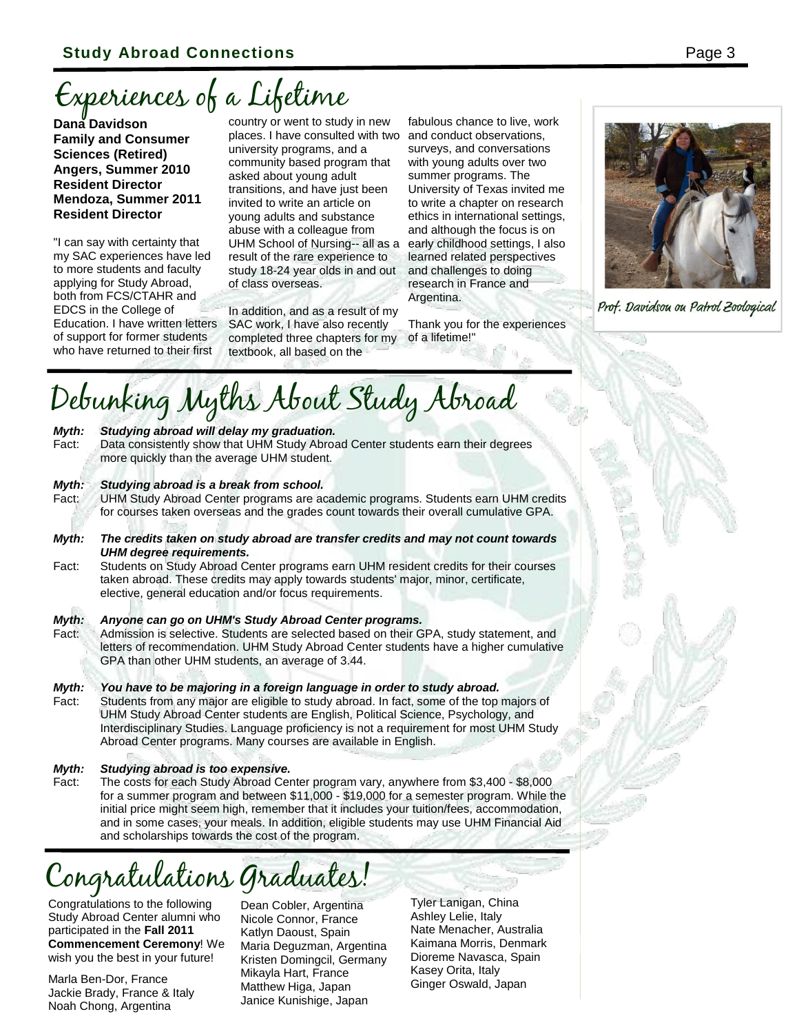# Experiences of a Lifetime

**Dana Davidson**
**Family and Consumer Sciences (Retired)**
**Angers, Summer 2010 Resident Director**
**Mendoza, Summer 2011 Resident Director**

"I can say with certainty that my SAC experiences have led to more students and faculty applying for Study Abroad, both from FCS/CTAHR and EDCS in the College of Education. I have written letters of support for former students who have returned to their first country or went to study in new places. I have consulted with two university programs, and a community based program that asked about young adult transitions, and have just been invited to write an article on young adults and substance abuse with a colleague from UHM School of Nursing-- all as a result of the rare experience to study 18-24 year olds in and out of class overseas.

In addition, and as a result of my SAC work, I have also recently completed three chapters for my textbook, all based on the fabulous chance to live, work and conduct observations, surveys, and conversations with young adults over two summer programs. The University of Texas invited me to write a chapter on research ethics in international settings, and although the focus is on early childhood settings, I also learned related perspectives and challenges to doing research in France and Argentina.

Thank you for the experiences of a lifetime!"

Prof. Davidson on Patrol Zoological

# Debunking Myths About Study Abroad

***Myth: Studying abroad will delay my graduation.***
Fact: Data consistently show that UHM Study Abroad Center students earn their degrees more quickly than the average UHM student.

***Myth: Studying abroad is a break from school.***
Fact: UHM Study Abroad Center programs are academic programs. Students earn UHM credits for courses taken overseas and the grades count towards their overall cumulative GPA.

***Myth: The credits taken on study abroad are transfer credits and may not count towards UHM degree requirements.***
Fact: Students on Study Abroad Center programs earn UHM resident credits for their courses taken abroad. These credits may apply towards students' major, minor, certificate, elective, general education and/or focus requirements.

***Myth: Anyone can go on UHM's Study Abroad Center programs.***
Fact: Admission is selective. Students are selected based on their GPA, study statement, and letters of recommendation. UHM Study Abroad Center students have a higher cumulative GPA than other UHM students, an average of 3.44.

***Myth: You have to be majoring in a foreign language in order to study abroad.***
Fact: Students from any major are eligible to study abroad. In fact, some of the top majors of UHM Study Abroad Center students are English, Political Science, Psychology, and Interdisciplinary Studies. Language proficiency is not a requirement for most UHM Study Abroad Center programs. Many courses are available in English.

***Myth: Studying abroad is too expensive.***
Fact: The costs for each Study Abroad Center program vary, anywhere from $3,400 - $8,000 for a summer program and between $11,000 - $19,000 for a semester program. While the initial price might seem high, remember that it includes your tuition/fees, accommodation, and in some cases, your meals. In addition, eligible students may use UHM Financial Aid and scholarships towards the cost of the program.

# Congratulations Graduates!

Congratulations to the following Study Abroad Center alumni who participated in the **Fall 2011 Commencement Ceremony**! We wish you the best in your future!

Marla Ben-Dor, France
Jackie Brady, France & Italy
Noah Chong, Argentina
Dean Cobler, Argentina
Nicole Connor, France
Katlyn Daoust, Spain
Maria Deguzman, Argentina
Kristen Domingcil, Germany
Mikayla Hart, France
Matthew Higa, Japan
Janice Kunishige, Japan
Tyler Lanigan, China
Ashley Lelie, Italy
Nate Menacher, Australia
Kaimana Morris, Denmark
Dioreme Navasca, Spain
Kasey Orita, Italy
Ginger Oswald, Japan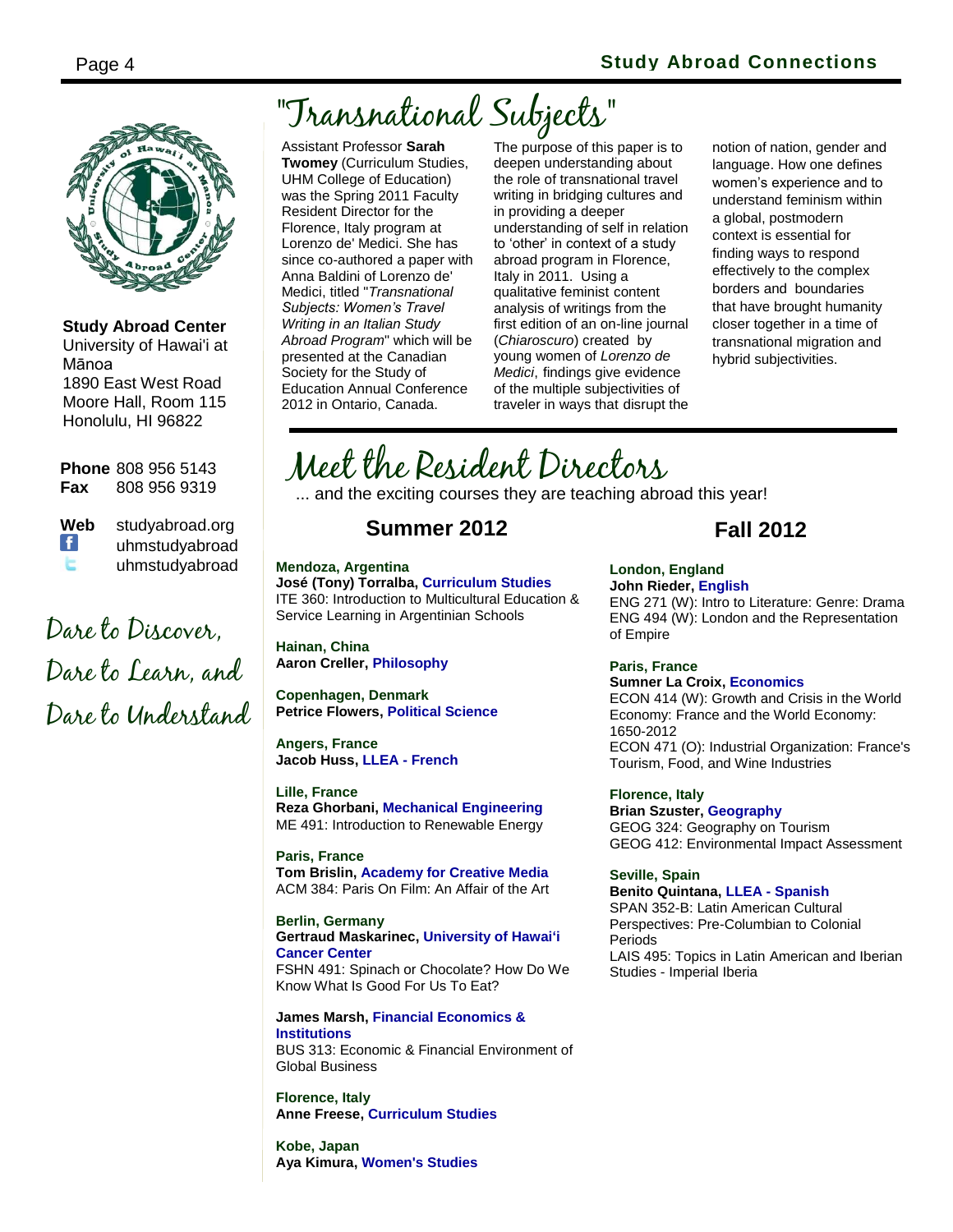# "Transnational Subjects"

Assistant Professor **Sarah Twomey** (Curriculum Studies, UHM College of Education) was the Spring 2011 Faculty Resident Director for the Florence, Italy program at Lorenzo de' Medici. She has since co-authored a paper with Anna Baldini of Lorenzo de' Medici, titled "*Transnational Subjects: Women's Travel Writing in an Italian Study Abroad Program*" which will be presented at the Canadian Society for the Study of Education Annual Conference 2012 in Ontario, Canada.

The purpose of this paper is to deepen understanding about the role of transnational travel writing in bridging cultures and in providing a deeper understanding of self in relation to 'other' in context of a study abroad program in Florence, Italy in 2011. Using a qualitative feminist content analysis of writings from the first edition of an on-line journal (*Chiaroscuro*) created by young women of *Lorenzo de Medici*, findings give evidence of the multiple subjectivities of traveler in ways that disrupt the notion of nation, gender and language. How one defines women's experience and to understand feminism within a global, postmodern context is essential for finding ways to respond effectively to the complex borders and boundaries that have brought humanity closer together in a time of transnational migration and hybrid subjectivities.

**Study Abroad Center**
University of Hawai'i at Mānoa
1890 East West Road
Moore Hall, Room 115
Honolulu, HI 96822

**Phone** 808 956 5143
**Fax** 808 956 9319

**Web** studyabroad.org
uhmstudyabroad
uhmstudyabroad

Dare to Discover,
Dare to Learn, and
Dare to Understand

# Meet the Resident Directors

... and the exciting courses they are teaching abroad this year!

## Summer 2012

**Mendoza, Argentina**
**José (Tony) Torralba, Curriculum Studies**
ITE 360: Introduction to Multicultural Education & Service Learning in Argentinian Schools

**Hainan, China**
**Aaron Creller, Philosophy**

**Copenhagen, Denmark**
**Petrice Flowers, Political Science**

**Angers, France**
**Jacob Huss, LLEA - French**

**Lille, France**
**Reza Ghorbani, Mechanical Engineering**
ME 491: Introduction to Renewable Energy

**Paris, France**
**Tom Brislin, Academy for Creative Media**
ACM 384: Paris On Film: An Affair of the Art

**Berlin, Germany**
**Gertraud Maskarinec, University of Hawai'i Cancer Center**
FSHN 491: Spinach or Chocolate? How Do We Know What Is Good For Us To Eat?

**James Marsh, Financial Economics & Institutions**
BUS 313: Economic & Financial Environment of Global Business

**Florence, Italy**
**Anne Freese, Curriculum Studies**

**Kobe, Japan**
**Aya Kimura, Women's Studies**

## Fall 2012

**London, England**
**John Rieder, English**
ENG 271 (W): Intro to Literature: Genre: Drama
ENG 494 (W): London and the Representation of Empire

**Paris, France**
**Sumner La Croix, Economics**
ECON 414 (W): Growth and Crisis in the World Economy: France and the World Economy: 1650-2012
ECON 471 (O): Industrial Organization: France's Tourism, Food, and Wine Industries

**Florence, Italy**
**Brian Szuster, Geography**
GEOG 324: Geography on Tourism
GEOG 412: Environmental Impact Assessment

**Seville, Spain**
**Benito Quintana, LLEA - Spanish**
SPAN 352-B: Latin American Cultural Perspectives: Pre-Columbian to Colonial Periods
LAIS 495: Topics in Latin American and Iberian Studies - Imperial Iberia